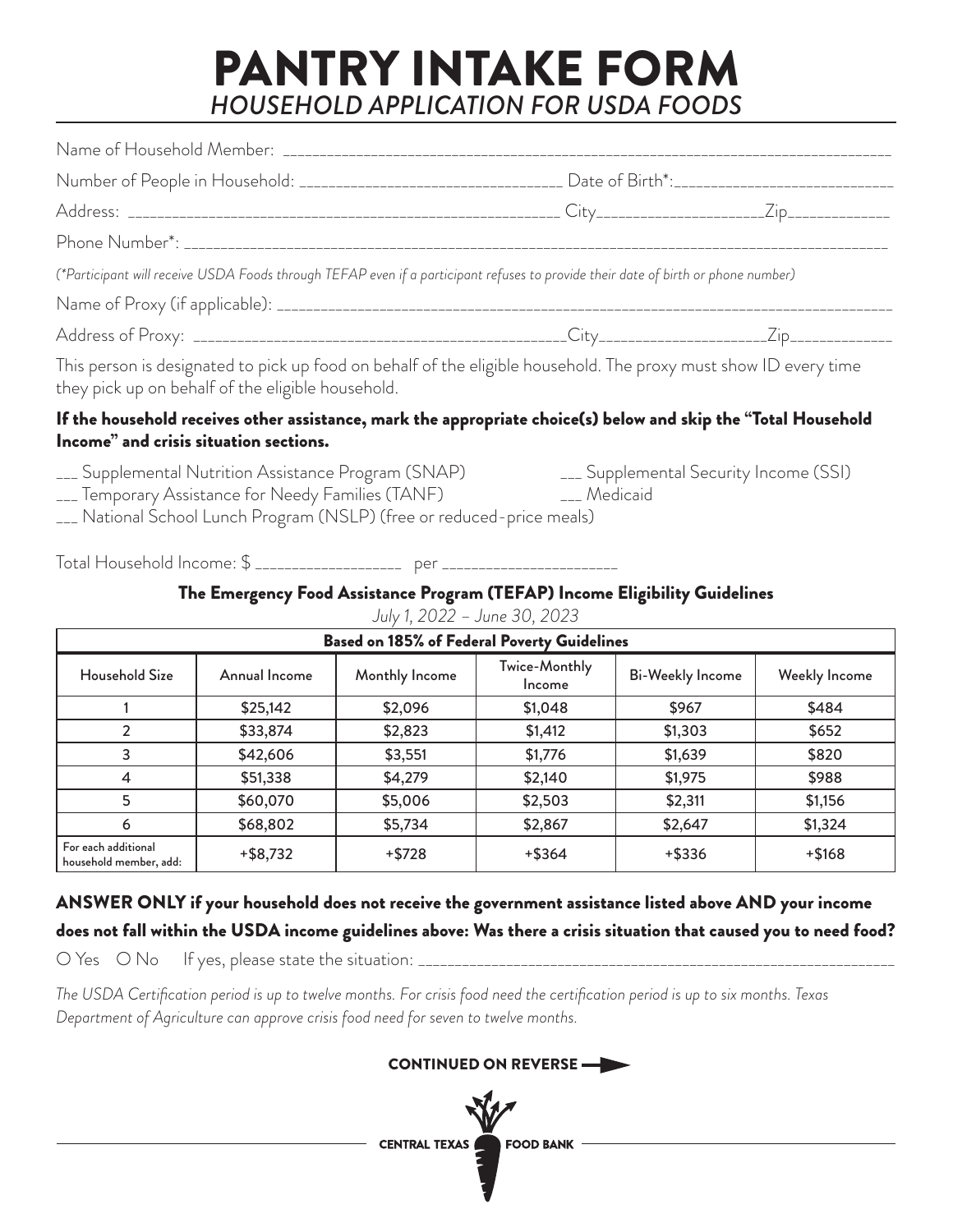# PANTRY INTAKE FORM

## *HOUSEHOLD APPLICATION FOR USDA FOODS*

Name of Household Member: ______________________________________________________________________________

Number of People in Household: _________________________________ Date of Birth*:___________________________

Address: _______________________________________________________ City____________________Zip_____________

Phone Number*: _____________________________________________________________________________________________

*(\*Participant will receive USDA Foods through TEFAP even if a participant refuses to provide their date of birth or phone number)*

Name of Proxy (if applicable): ______________________________________________________________________________

Address of Proxy: ________________________________________________City_____________________Zip_____________

This person is designated to pick up food on behalf of the eligible household. The proxy must show ID every time they pick up on behalf of the eligible household.

**If the household receives other assistance, mark the appropriate choice(s) below and skip the "Total Household Income" and crisis situation sections.**

___ Supplemental Nutrition Assistance Program (SNAP)

___ Supplemental Security Income (SSI)

___ Temporary Assistance for Needy Families (TANF)

___ Medicaid

___ National School Lunch Program (NSLP) (free or reduced-price meals)

Total Household Income: $ __________________ per ______________________

### The Emergency Food Assistance Program (TEFAP) Income Eligibility Guidelines

*July 1, 2022 – June 30, 2023*

| **Based on 185% of Federal Poverty Guidelines** | | | | | |
|---|---|---|---|---|---|
| Household Size | Annual Income | Monthly Income | Twice-Monthly Income | Bi-Weekly Income | Weekly Income |
| 1 | $25,142 | $2,096 | $1,048 | $967 | $484 |
| 2 | $33,874 | $2,823 | $1,412 | $1,303 | $652 |
| 3 | $42,606 | $3,551 | $1,776 | $1,639 | $820 |
| 4 | $51,338 | $4,279 | $2,140 | $1,975 | $988 |
| 5 | $60,070 | $5,006 | $2,503 | $2,311 | $1,156 |
| 6 | $68,802 | $5,734 | $2,867 | $2,647 | $1,324 |
| For each additional household member, add: | +$8,732 | +$728 | +$364 | +$336 | +$168 |

**ANSWER ONLY if your household does not receive the government assistance listed above AND your income does not fall within the USDA income guidelines above: Was there a crisis situation that caused you to need food?**

○ Yes ○ No If yes, please state the situation: ______________________________________________________________

*The USDA Certification period is up to twelve months. For crisis food need the certification period is up to six months. Texas Department of Agriculture can approve crisis food need for seven to twelve months.*

**CONTINUED ON REVERSE →**

CENTRAL TEXAS FOOD BANK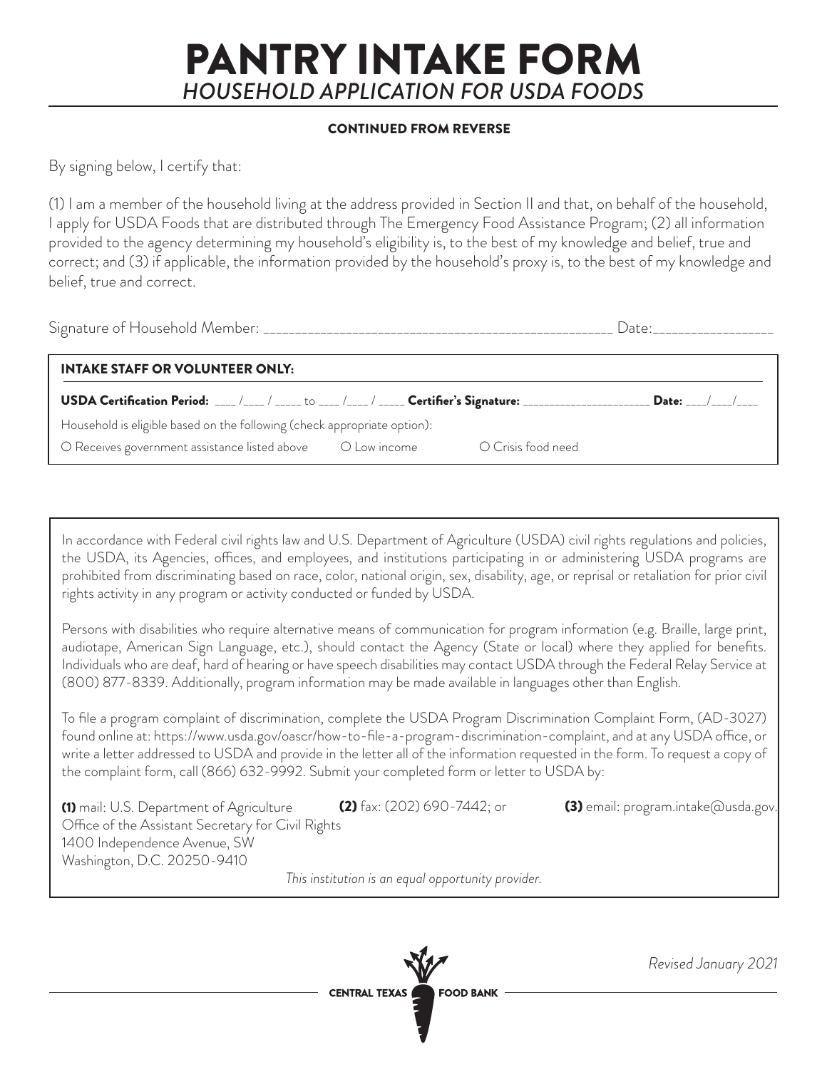# PANTRY INTAKE FORM

*HOUSEHOLD APPLICATION FOR USDA FOODS*

**CONTINUED FROM REVERSE**

By signing below, I certify that:

(1) I am a member of the household living at the address provided in Section II and that, on behalf of the household, I apply for USDA Foods that are distributed through The Emergency Food Assistance Program; (2) all information provided to the agency determining my household's eligibility is, to the best of my knowledge and belief, true and correct; and (3) if applicable, the information provided by the household's proxy is, to the best of my knowledge and belief, true and correct.

Signature of Household Member: ___________________________________________________ Date:_________________

**INTAKE STAFF OR VOLUNTEER ONLY:**

**USDA Certification Period:** ____ /____ / _____ to ____ /____ / _____ **Certifier's Signature:** ______________________ **Date:** ____/____/____

Household is eligible based on the following (check appropriate option):

O Receives government assistance listed above  O Low income  O Crisis food need

In accordance with Federal civil rights law and U.S. Department of Agriculture (USDA) civil rights regulations and policies, the USDA, its Agencies, offices, and employees, and institutions participating in or administering USDA programs are prohibited from discriminating based on race, color, national origin, sex, disability, age, or reprisal or retaliation for prior civil rights activity in any program or activity conducted or funded by USDA.

Persons with disabilities who require alternative means of communication for program information (e.g. Braille, large print, audiotape, American Sign Language, etc.), should contact the Agency (State or local) where they applied for benefits. Individuals who are deaf, hard of hearing or have speech disabilities may contact USDA through the Federal Relay Service at (800) 877-8339. Additionally, program information may be made available in languages other than English.

To file a program complaint of discrimination, complete the USDA Program Discrimination Complaint Form, (AD-3027) found online at: https://www.usda.gov/oascr/how-to-file-a-program-discrimination-complaint, and at any USDA office, or write a letter addressed to USDA and provide in the letter all of the information requested in the form. To request a copy of the complaint form, call (866) 632-9992. Submit your completed form or letter to USDA by:

**(1)** mail: U.S. Department of Agriculture
Office of the Assistant Secretary for Civil Rights
1400 Independence Avenue, SW
Washington, D.C. 20250-9410

**(2)** fax: (202) 690-7442; or

**(3)** email: program.intake@usda.gov.

*This institution is an equal opportunity provider.*

*Revised January 2021*

CENTRAL TEXAS FOOD BANK